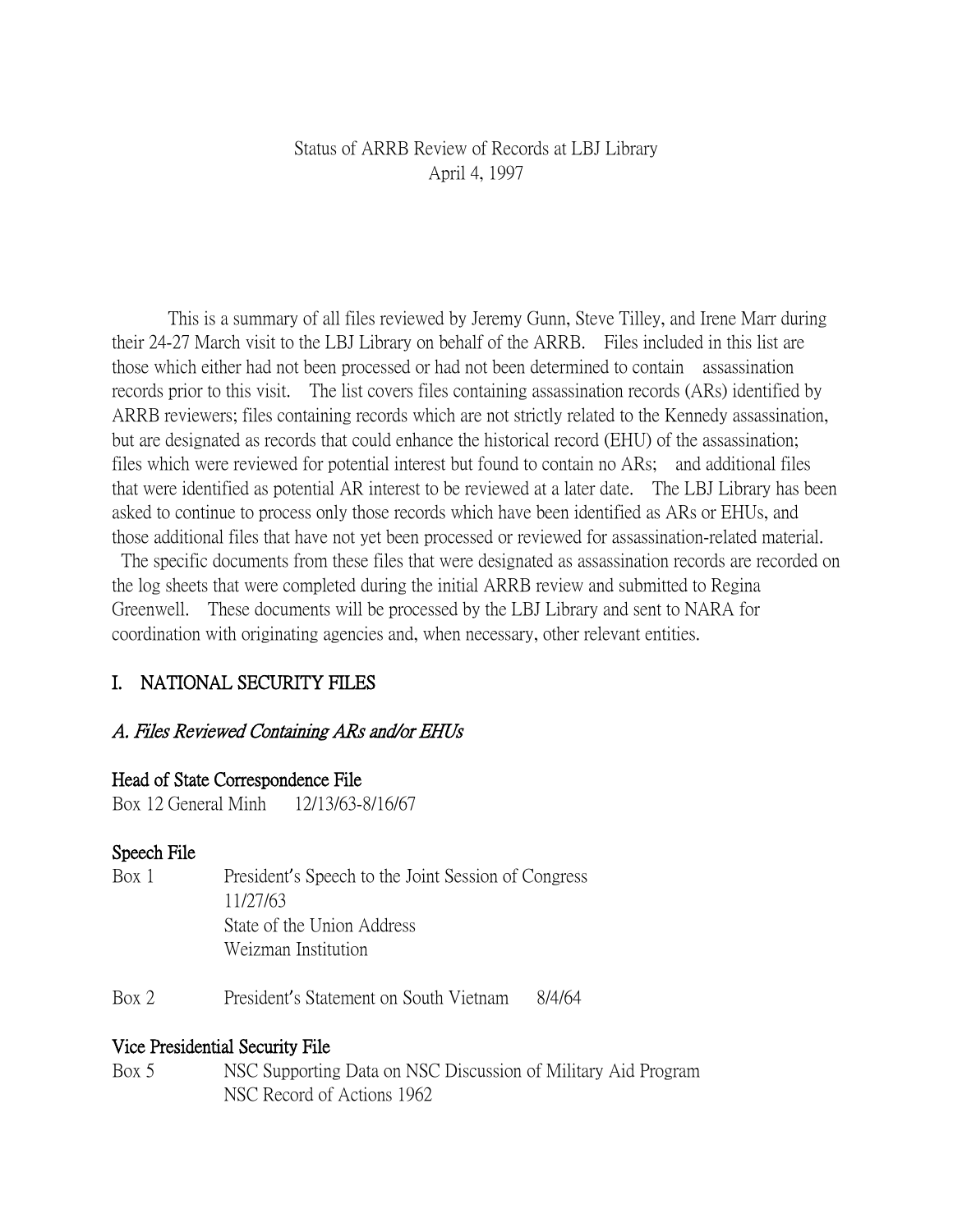Status of ARRB Review of Records at LBJ Library
April 4, 1997

This is a summary of all files reviewed by Jeremy Gunn, Steve Tilley, and Irene Marr during their 24-27 March visit to the LBJ Library on behalf of the ARRB. Files included in this list are those which either had not been processed or had not been determined to contain assassination records prior to this visit. The list covers files containing assassination records (ARs) identified by ARRB reviewers; files containing records which are not strictly related to the Kennedy assassination, but are designated as records that could enhance the historical record (EHU) of the assassination; files which were reviewed for potential interest but found to contain no ARs; and additional files that were identified as potential AR interest to be reviewed at a later date. The LBJ Library has been asked to continue to process only those records which have been identified as ARs or EHUs, and those additional files that have not yet been processed or reviewed for assassination-related material. The specific documents from these files that were designated as assassination records are recorded on the log sheets that were completed during the initial ARRB review and submitted to Regina Greenwell. These documents will be processed by the LBJ Library and sent to NARA for coordination with originating agencies and, when necessary, other relevant entities.

## I. NATIONAL SECURITY FILES

### *A. Files Reviewed Containing ARs and/or EHUs*

**Head of State Correspondence File**

Box 12 General Minh 12/13/63-8/16/67

**Speech File**

Box 1 President's Speech to the Joint Session of Congress 11/27/63
State of the Union Address
Weizman Institution

Box 2 President's Statement on South Vietnam 8/4/64

**Vice Presidential Security File**

Box 5 NSC Supporting Data on NSC Discussion of Military Aid Program
NSC Record of Actions 1962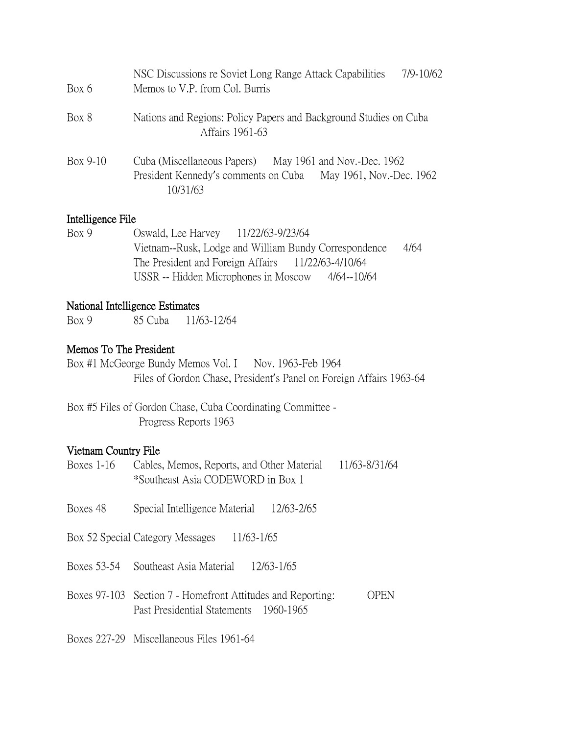NSC Discussions re Soviet Long Range Attack Capabilities 7/9-10/62

Box 6 Memos to V.P. from Col. Burris

Box 8 Nations and Regions: Policy Papers and Background Studies on Cuba Affairs 1961-63

Box 9-10 Cuba (Miscellaneous Papers) May 1961 and Nov.-Dec. 1962
President Kennedy's comments on Cuba May 1961, Nov.-Dec. 1962 10/31/63

**Intelligence File**

Box 9 Oswald, Lee Harvey 11/22/63-9/23/64
Vietnam--Rusk, Lodge and William Bundy Correspondence 4/64
The President and Foreign Affairs 11/22/63-4/10/64
USSR -- Hidden Microphones in Moscow 4/64--10/64

**National Intelligence Estimates**

Box 9 85 Cuba 11/63-12/64

**Memos To The President**

Box #1 McGeorge Bundy Memos Vol. I Nov. 1963-Feb 1964
Files of Gordon Chase, President's Panel on Foreign Affairs 1963-64

Box #5 Files of Gordon Chase, Cuba Coordinating Committee - Progress Reports 1963

**Vietnam Country File**

Boxes 1-16 Cables, Memos, Reports, and Other Material 11/63-8/31/64
*Southeast Asia CODEWORD in Box 1

Boxes 48 Special Intelligence Material 12/63-2/65

Box 52 Special Category Messages 11/63-1/65

Boxes 53-54 Southeast Asia Material 12/63-1/65

Boxes 97-103 Section 7 - Homefront Attitudes and Reporting: OPEN
Past Presidential Statements 1960-1965

Boxes 227-29 Miscellaneous Files 1961-64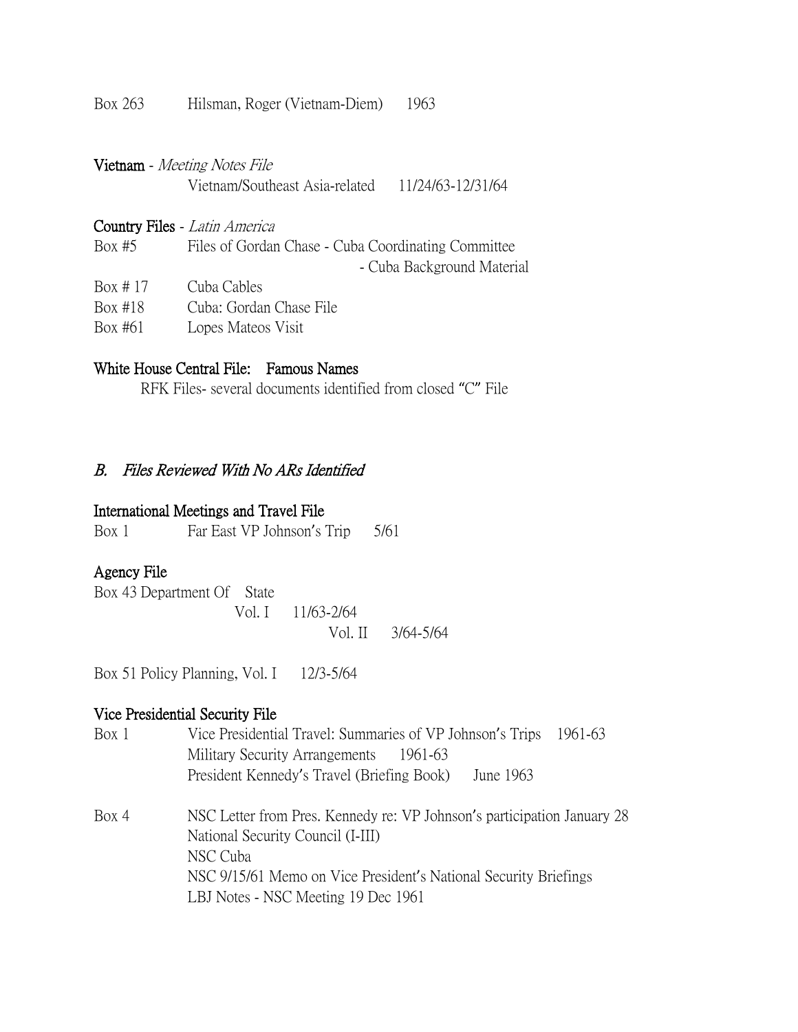Box 263 Hilsman, Roger (Vietnam-Diem) 1963

**Vietnam** - *Meeting Notes File*

Vietnam/Southeast Asia-related 11/24/63-12/31/64

**Country Files** - *Latin America*

Box #5 Files of Gordan Chase - Cuba Coordinating Committee
- Cuba Background Material

Box # 17 Cuba Cables

Box #18 Cuba: Gordan Chase File

Box #61 Lopes Mateos Visit

**White House Central File: Famous Names**

RFK Files- several documents identified from closed "C" File

### *B. Files Reviewed With No ARs Identified*

**International Meetings and Travel File**

Box 1 Far East VP Johnson's Trip 5/61

**Agency File**

Box 43 Department Of State

Vol. I 11/63-2/64

Vol. II 3/64-5/64

Box 51 Policy Planning, Vol. I 12/3-5/64

**Vice Presidential Security File**

Box 1 Vice Presidential Travel: Summaries of VP Johnson's Trips 1961-63

Military Security Arrangements 1961-63

President Kennedy's Travel (Briefing Book) June 1963

Box 4 NSC Letter from Pres. Kennedy re: VP Johnson's participation January 28

National Security Council (I-III)

NSC Cuba

NSC 9/15/61 Memo on Vice President's National Security Briefings

LBJ Notes - NSC Meeting 19 Dec 1961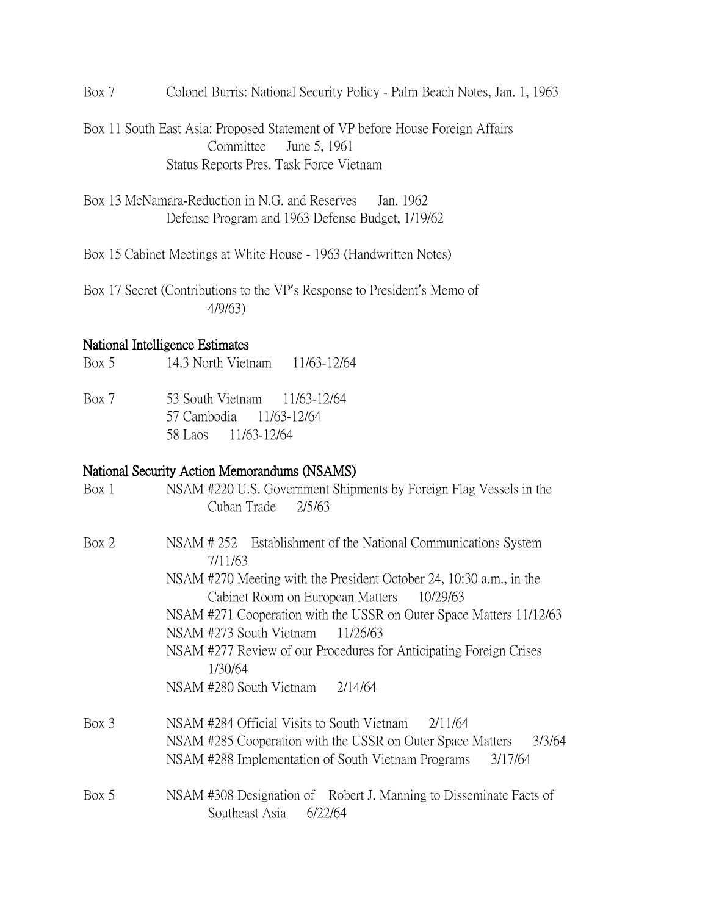Box 7 Colonel Burris: National Security Policy - Palm Beach Notes, Jan. 1, 1963

Box 11 South East Asia: Proposed Statement of VP before House Foreign Affairs Committee June 5, 1961
Status Reports Pres. Task Force Vietnam

Box 13 McNamara-Reduction in N.G. and Reserves Jan. 1962
Defense Program and 1963 Defense Budget, 1/19/62

Box 15 Cabinet Meetings at White House - 1963 (Handwritten Notes)

Box 17 Secret (Contributions to the VP's Response to President's Memo of 4/9/63)

## National Intelligence Estimates

Box 5 14.3 North Vietnam 11/63-12/64

Box 7 53 South Vietnam 11/63-12/64
57 Cambodia 11/63-12/64
58 Laos 11/63-12/64

## National Security Action Memorandums (NSAMS)

Box 1 NSAM #220 U.S. Government Shipments by Foreign Flag Vessels in the Cuban Trade 2/5/63

Box 2 NSAM # 252 Establishment of the National Communications System 7/11/63
NSAM #270 Meeting with the President October 24, 10:30 a.m., in the Cabinet Room on European Matters 10/29/63
NSAM #271 Cooperation with the USSR on Outer Space Matters 11/12/63
NSAM #273 South Vietnam 11/26/63
NSAM #277 Review of our Procedures for Anticipating Foreign Crises 1/30/64
NSAM #280 South Vietnam 2/14/64

Box 3 NSAM #284 Official Visits to South Vietnam 2/11/64
NSAM #285 Cooperation with the USSR on Outer Space Matters 3/3/64
NSAM #288 Implementation of South Vietnam Programs 3/17/64

Box 5 NSAM #308 Designation of Robert J. Manning to Disseminate Facts of Southeast Asia 6/22/64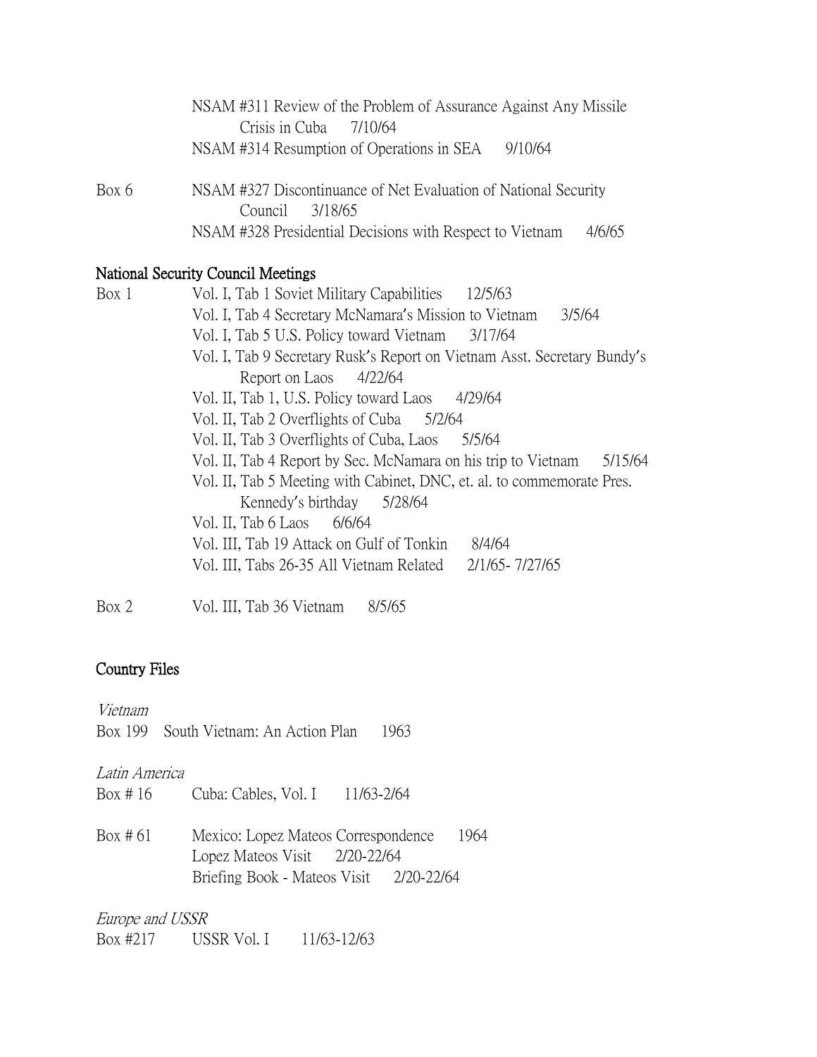NSAM #311 Review of the Problem of Assurance Against Any Missile Crisis in Cuba 7/10/64

NSAM #314 Resumption of Operations in SEA 9/10/64

Box 6 NSAM #327 Discontinuance of Net Evaluation of National Security Council 3/18/65

NSAM #328 Presidential Decisions with Respect to Vietnam 4/6/65

**National Security Council Meetings**

Box 1 Vol. I, Tab 1 Soviet Military Capabilities 12/5/63

Vol. I, Tab 4 Secretary McNamara's Mission to Vietnam 3/5/64

Vol. I, Tab 5 U.S. Policy toward Vietnam 3/17/64

Vol. I, Tab 9 Secretary Rusk's Report on Vietnam Asst. Secretary Bundy's Report on Laos 4/22/64

Vol. II, Tab 1, U.S. Policy toward Laos 4/29/64

Vol. II, Tab 2 Overflights of Cuba 5/2/64

Vol. II, Tab 3 Overflights of Cuba, Laos 5/5/64

Vol. II, Tab 4 Report by Sec. McNamara on his trip to Vietnam 5/15/64

Vol. II, Tab 5 Meeting with Cabinet, DNC, et. al. to commemorate Pres. Kennedy's birthday 5/28/64

Vol. II, Tab 6 Laos 6/6/64

Vol. III, Tab 19 Attack on Gulf of Tonkin 8/4/64

Vol. III, Tabs 26-35 All Vietnam Related 2/1/65- 7/27/65

Box 2 Vol. III, Tab 36 Vietnam 8/5/65

**Country Files**

*Vietnam*

Box 199 South Vietnam: An Action Plan 1963

*Latin America*

Box # 16 Cuba: Cables, Vol. I 11/63-2/64

Box # 61 Mexico: Lopez Mateos Correspondence 1964

Lopez Mateos Visit 2/20-22/64

Briefing Book - Mateos Visit 2/20-22/64

*Europe and USSR*

Box #217 USSR Vol. I 11/63-12/63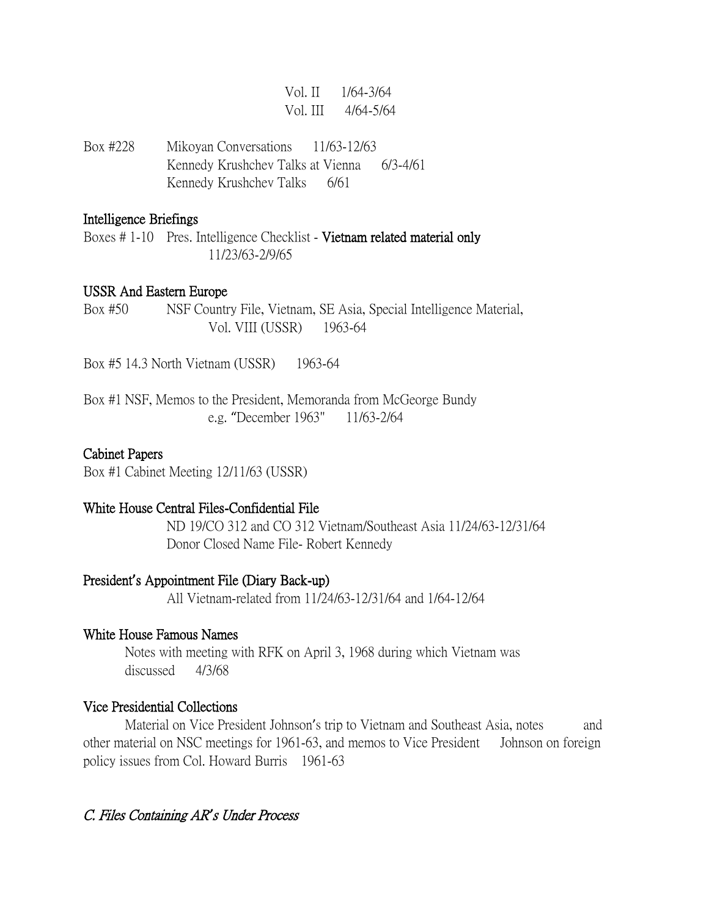Vol. II 1/64-3/64
Vol. III 4/64-5/64

Box #228 Mikoyan Conversations 11/63-12/63
Kennedy Krushchev Talks at Vienna 6/3-4/61
Kennedy Krushchev Talks 6/61

**Intelligence Briefings**

Boxes # 1-10 Pres. Intelligence Checklist - **Vietnam related material only**
11/23/63-2/9/65

**USSR And Eastern Europe**

Box #50 NSF Country File, Vietnam, SE Asia, Special Intelligence Material,
Vol. VIII (USSR) 1963-64

Box #5 14.3 North Vietnam (USSR) 1963-64

Box #1 NSF, Memos to the President, Memoranda from McGeorge Bundy
e.g. "December 1963" 11/63-2/64

**Cabinet Papers**

Box #1 Cabinet Meeting 12/11/63 (USSR)

**White House Central Files-Confidential File**

ND 19/CO 312 and CO 312 Vietnam/Southeast Asia 11/24/63-12/31/64
Donor Closed Name File- Robert Kennedy

**President's Appointment File (Diary Back-up)**

All Vietnam-related from 11/24/63-12/31/64 and 1/64-12/64

**White House Famous Names**

Notes with meeting with RFK on April 3, 1968 during which Vietnam was discussed 4/3/68

**Vice Presidential Collections**

Material on Vice President Johnson's trip to Vietnam and Southeast Asia, notes and other material on NSC meetings for 1961-63, and memos to Vice President Johnson on foreign policy issues from Col. Howard Burris 1961-63

*C. Files Containing AR's Under Process*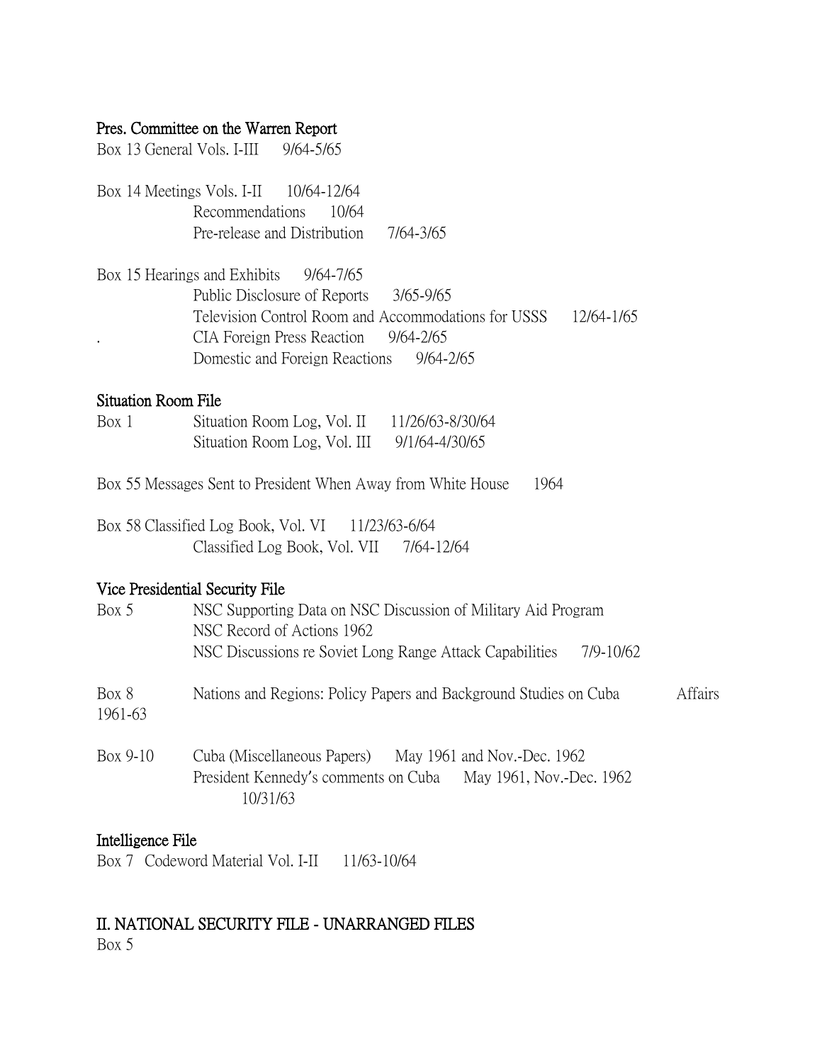**Pres. Committee on the Warren Report**

Box 13 General Vols. I-III 9/64-5/65

Box 14 Meetings Vols. I-II 10/64-12/64
Recommendations 10/64
Pre-release and Distribution 7/64-3/65

Box 15 Hearings and Exhibits 9/64-7/65
Public Disclosure of Reports 3/65-9/65
Television Control Room and Accommodations for USSS 12/64-1/65
. CIA Foreign Press Reaction 9/64-2/65
Domestic and Foreign Reactions 9/64-2/65

**Situation Room File**

Box 1 Situation Room Log, Vol. II 11/26/63-8/30/64
Situation Room Log, Vol. III 9/1/64-4/30/65

Box 55 Messages Sent to President When Away from White House 1964

Box 58 Classified Log Book, Vol. VI 11/23/63-6/64
Classified Log Book, Vol. VII 7/64-12/64

**Vice Presidential Security File**

Box 5 NSC Supporting Data on NSC Discussion of Military Aid Program
NSC Record of Actions 1962
NSC Discussions re Soviet Long Range Attack Capabilities 7/9-10/62

Box 8 Nations and Regions: Policy Papers and Background Studies on Cuba Affairs 1961-63

Box 9-10 Cuba (Miscellaneous Papers) May 1961 and Nov.-Dec. 1962
President Kennedy's comments on Cuba May 1961, Nov.-Dec. 1962 10/31/63

**Intelligence File**

Box 7 Codeword Material Vol. I-II 11/63-10/64

**II. NATIONAL SECURITY FILE - UNARRANGED FILES**

Box 5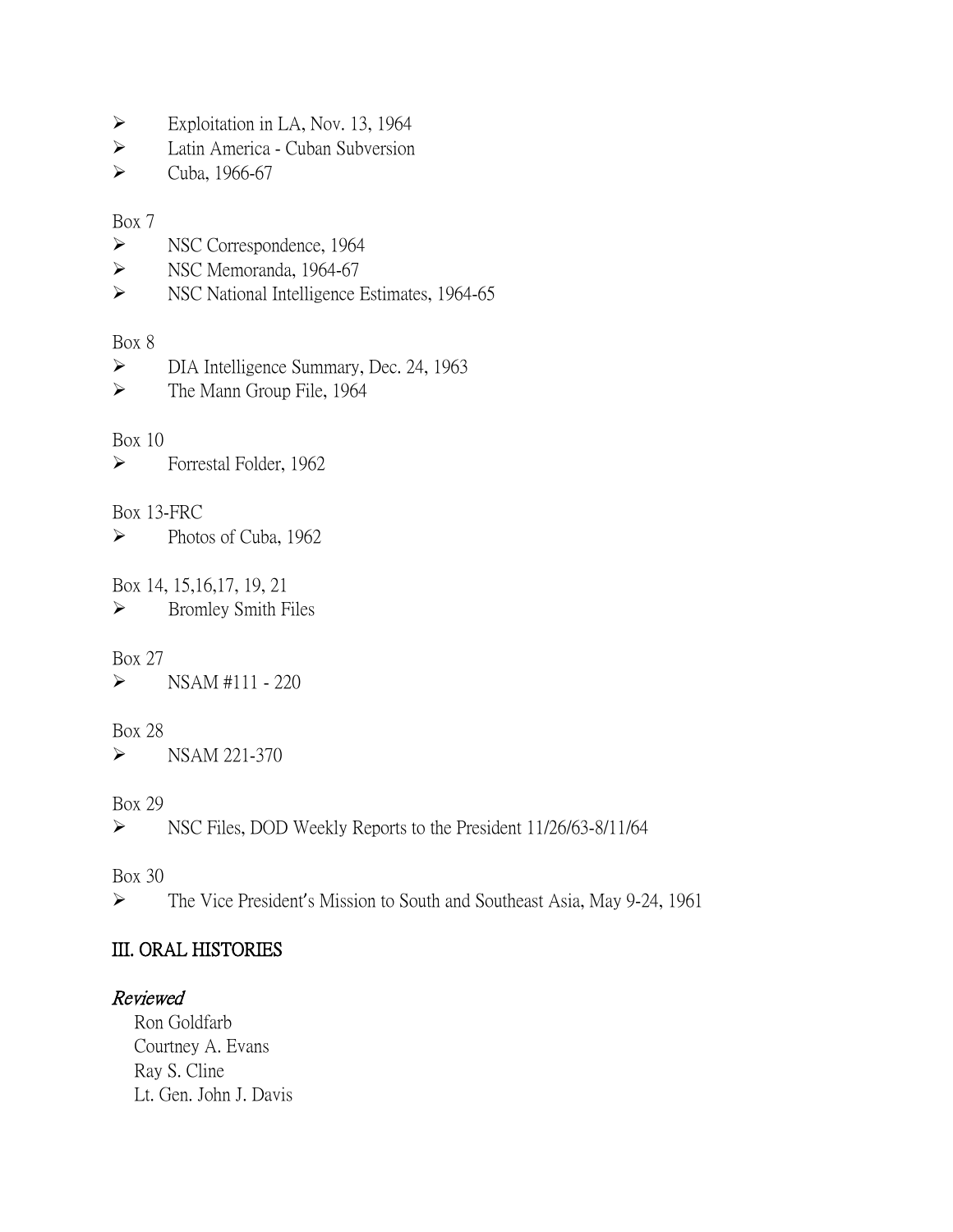- Exploitation in LA, Nov. 13, 1964
- Latin America - Cuban Subversion
- Cuba, 1966-67

Box 7
- NSC Correspondence, 1964
- NSC Memoranda, 1964-67
- NSC National Intelligence Estimates, 1964-65

Box 8
- DIA Intelligence Summary, Dec. 24, 1963
- The Mann Group File, 1964

Box 10
- Forrestal Folder, 1962

Box 13-FRC
- Photos of Cuba, 1962

Box 14, 15,16,17, 19, 21
- Bromley Smith Files

Box 27
- NSAM #111 - 220

Box 28
- NSAM 221-370

Box 29
- NSC Files, DOD Weekly Reports to the President 11/26/63-8/11/64

Box 30
- The Vice President's Mission to South and Southeast Asia, May 9-24, 1961

## III. ORAL HISTORIES

### *Reviewed*

Ron Goldfarb
Courtney A. Evans
Ray S. Cline
Lt. Gen. John J. Davis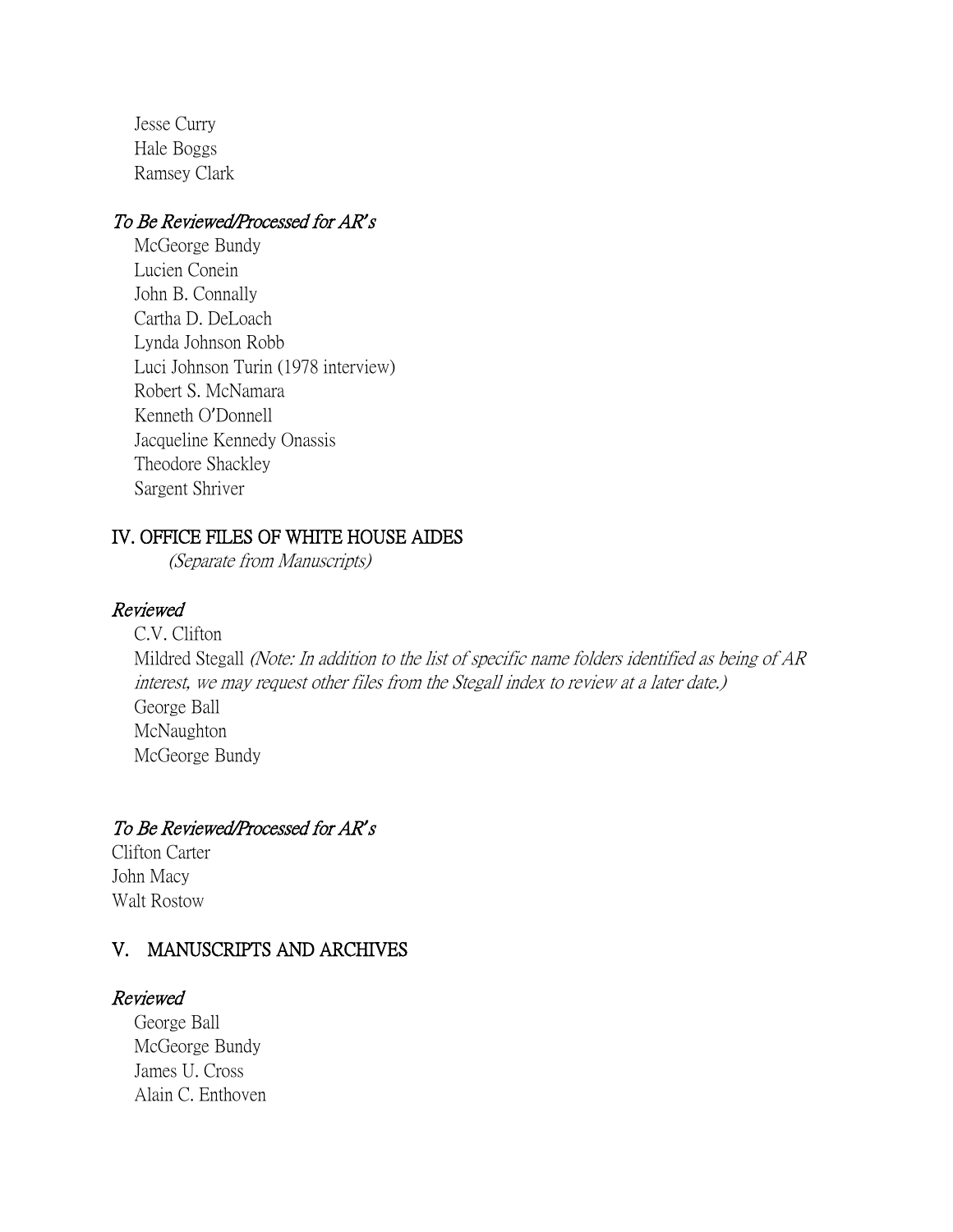Jesse Curry
Hale Boggs
Ramsey Clark

*To Be Reviewed/Processed for AR's*

McGeorge Bundy
Lucien Conein
John B. Connally
Cartha D. DeLoach
Lynda Johnson Robb
Luci Johnson Turin (1978 interview)
Robert S. McNamara
Kenneth O'Donnell
Jacqueline Kennedy Onassis
Theodore Shackley
Sargent Shriver

## IV. OFFICE FILES OF WHITE HOUSE AIDES

*(Separate from Manuscripts)*

*Reviewed*

C.V. Clifton
Mildred Stegall *(Note: In addition to the list of specific name folders identified as being of AR interest, we may request other files from the Stegall index to review at a later date.)*
George Ball
McNaughton
McGeorge Bundy

*To Be Reviewed/Processed for AR's*

Clifton Carter
John Macy
Walt Rostow

## V. MANUSCRIPTS AND ARCHIVES

*Reviewed*

George Ball
McGeorge Bundy
James U. Cross
Alain C. Enthoven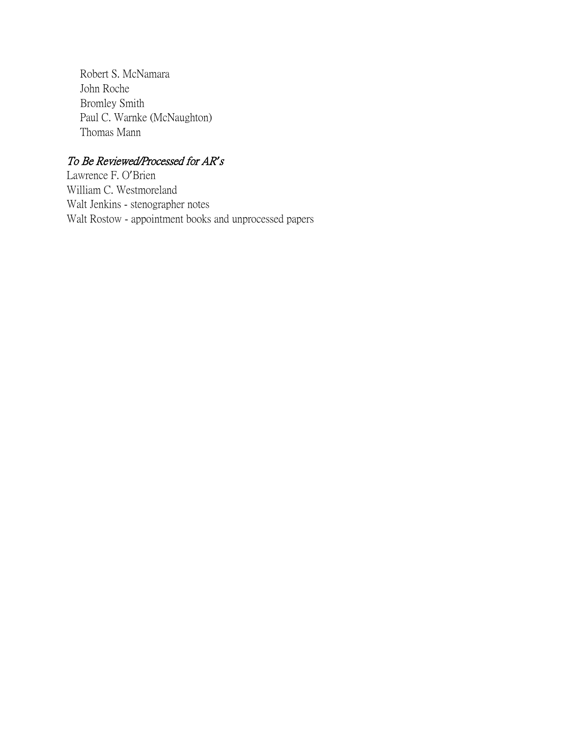- Robert S. McNamara
- John Roche
- Bromley Smith
- Paul C. Warnke (McNaughton)
- Thomas Mann

*To Be Reviewed/Processed for AR's*

Lawrence F. O'Brien
William C. Westmoreland
Walt Jenkins - stenographer notes
Walt Rostow - appointment books and unprocessed papers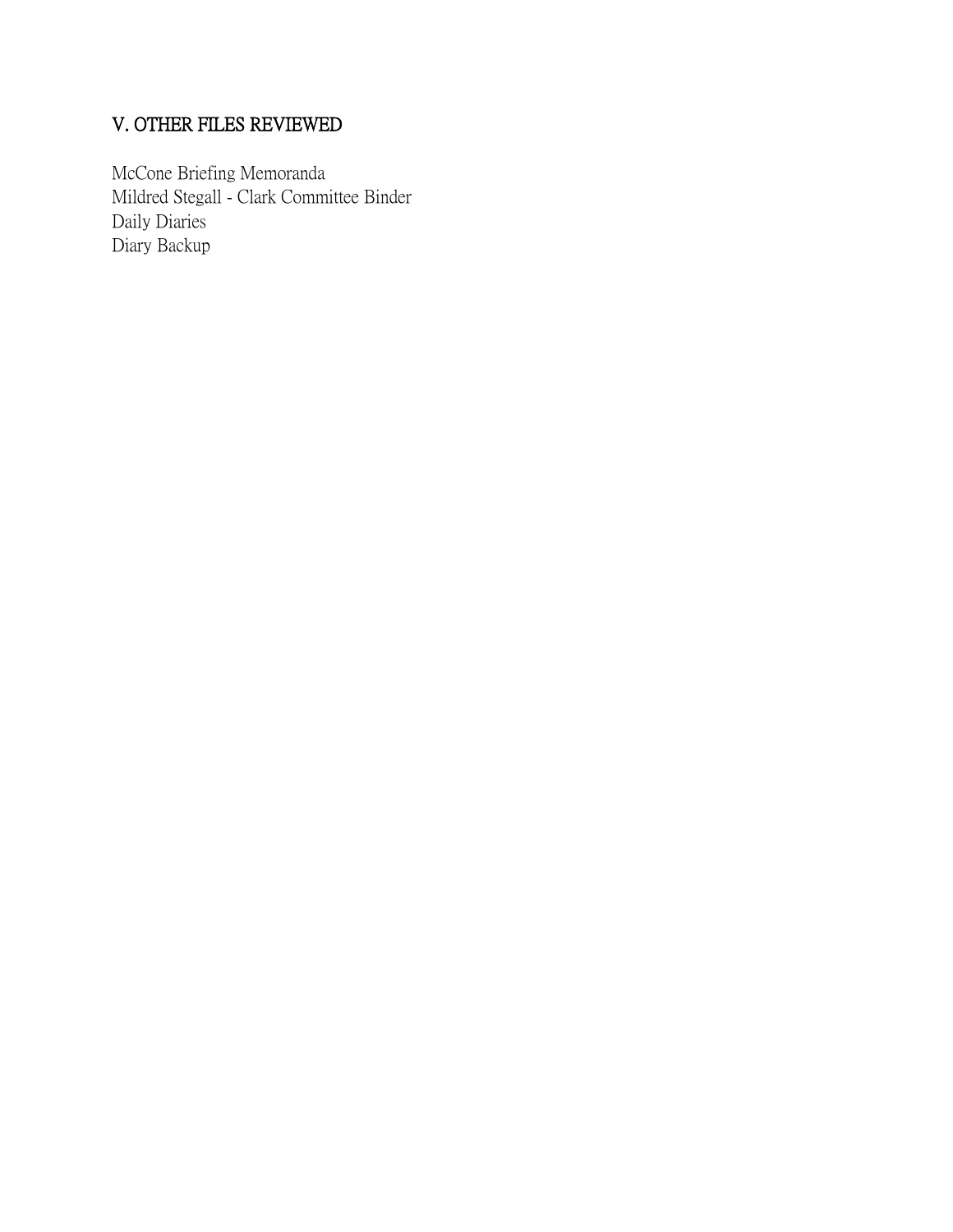## V. OTHER FILES REVIEWED

McCone Briefing Memoranda
Mildred Stegall - Clark Committee Binder
Daily Diaries
Diary Backup